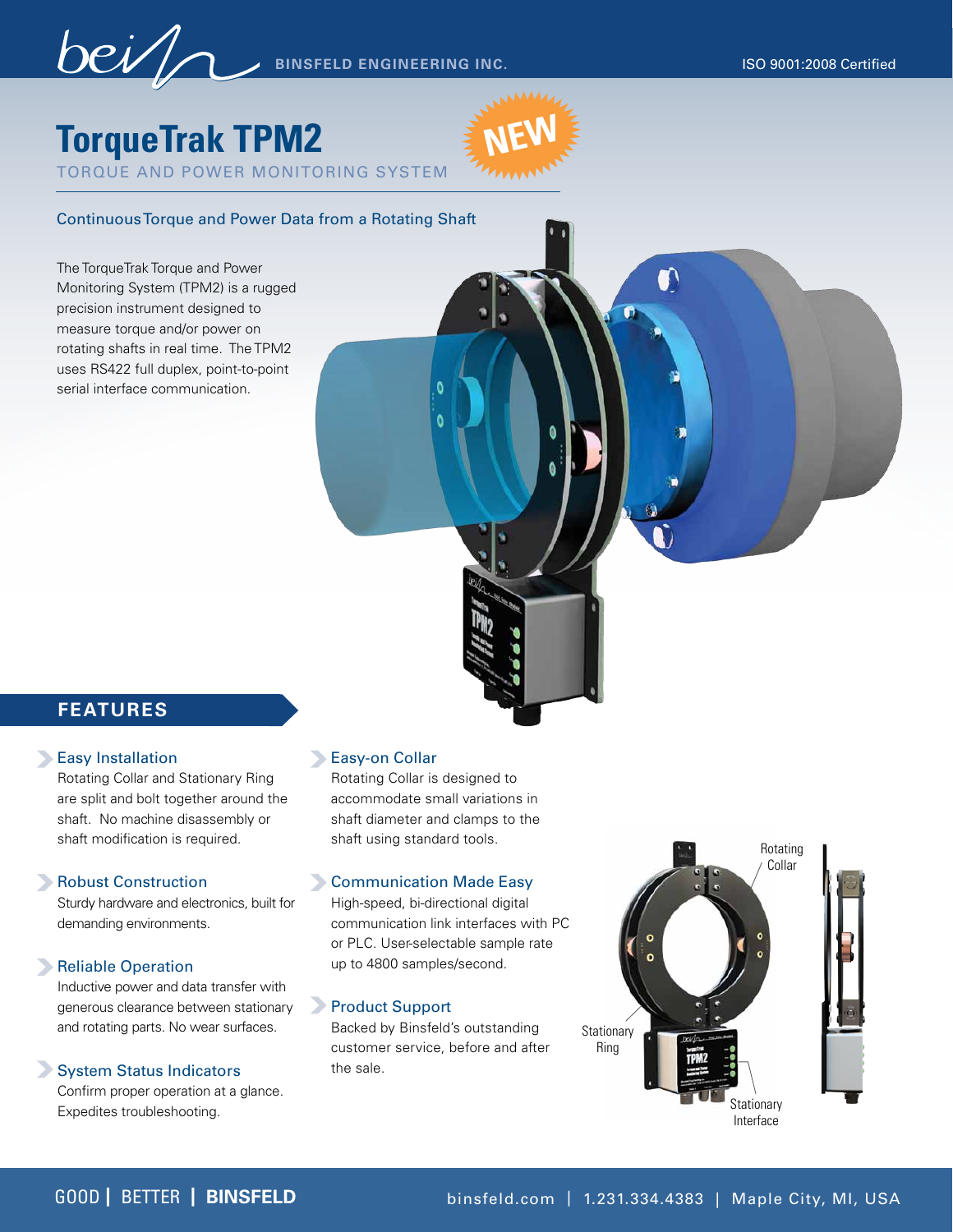BINSFELD ENGINEERING INC.

ISO 9001:2008 Certified

# TorqueTrak TPM2

TORQUE AND POWER MONITORING SYSTEM

NEW

## Continuous Torque and Power Data from a Rotating Shaft

The TorqueTrak Torque and Power Monitoring System (TPM2) is a rugged precision instrument designed to measure torque and/or power on rotating shafts in real time. The TPM2 uses RS422 full duplex, point-to-point serial interface communication.

## FEATURES

**Easy Installation**
Rotating Collar and Stationary Ring are split and bolt together around the shaft. No machine disassembly or shaft modification is required.

**Robust Construction**
Sturdy hardware and electronics, built for demanding environments.

**Reliable Operation**
Inductive power and data transfer with generous clearance between stationary and rotating parts. No wear surfaces.

**System Status Indicators**
Confirm proper operation at a glance. Expedites troubleshooting.

**Easy-on Collar**
Rotating Collar is designed to accommodate small variations in shaft diameter and clamps to the shaft using standard tools.

**Communication Made Easy**
High-speed, bi-directional digital communication link interfaces with PC or PLC. User-selectable sample rate up to 4800 samples/second.

**Product Support**
Backed by Binsfeld's outstanding customer service, before and after the sale.

Rotating Collar

Stationary Ring

Stationary Interface

GOOD | BETTER | BINSFELD

binsfeld.com | 1.231.334.4383 | Maple City, MI, USA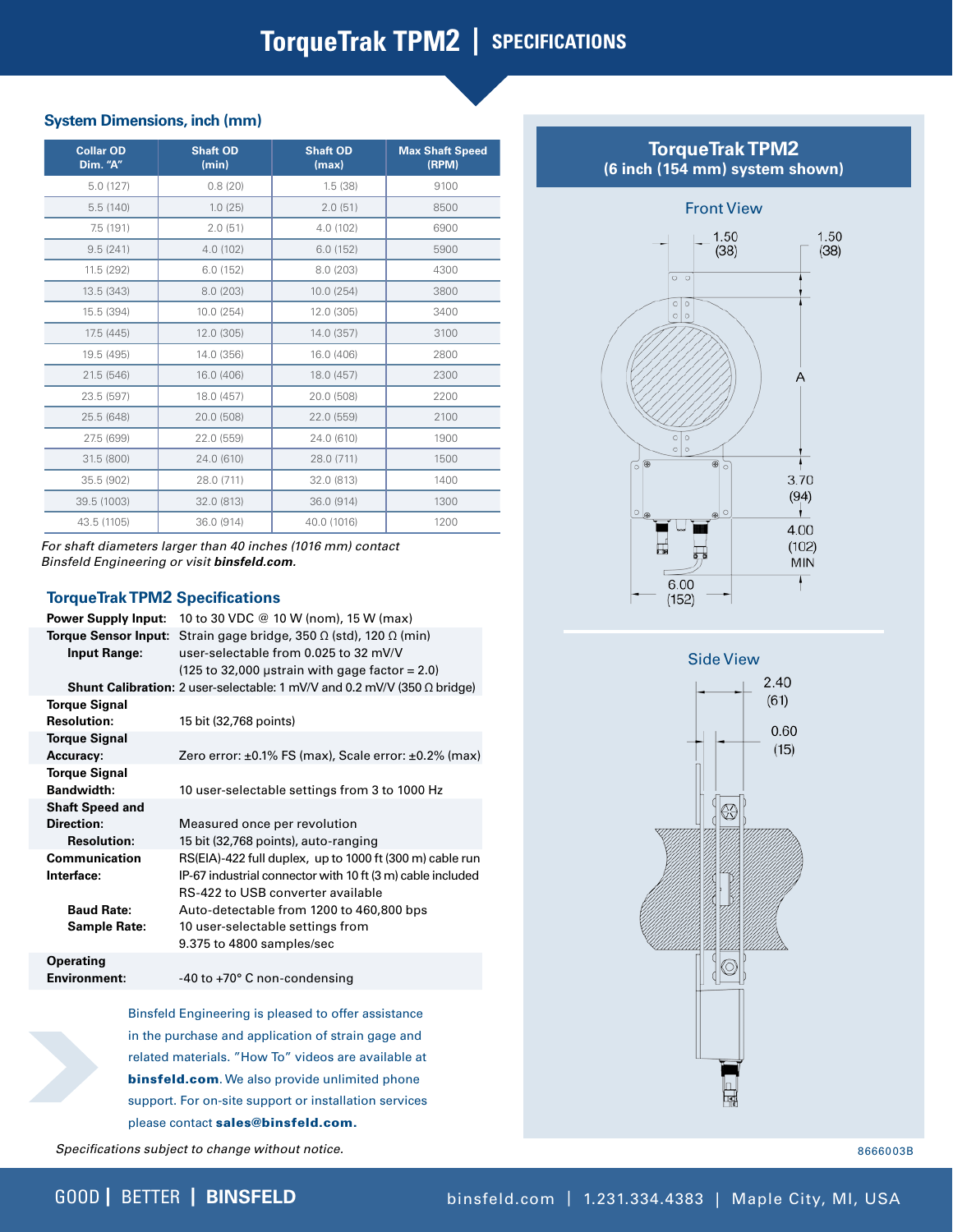# TorqueTrak TPM2 | SPECIFICATIONS

### System Dimensions, inch (mm)

| Collar OD Dim. "A" | Shaft OD (min) | Shaft OD (max) | Max Shaft Speed (RPM) |
|---|---|---|---|
| 5.0 (127) | 0.8 (20) | 1.5 (38) | 9100 |
| 5.5 (140) | 1.0 (25) | 2.0 (51) | 8500 |
| 7.5 (191) | 2.0 (51) | 4.0 (102) | 6900 |
| 9.5 (241) | 4.0 (102) | 6.0 (152) | 5900 |
| 11.5 (292) | 6.0 (152) | 8.0 (203) | 4300 |
| 13.5 (343) | 8.0 (203) | 10.0 (254) | 3800 |
| 15.5 (394) | 10.0 (254) | 12.0 (305) | 3400 |
| 17.5 (445) | 12.0 (305) | 14.0 (357) | 3100 |
| 19.5 (495) | 14.0 (356) | 16.0 (406) | 2800 |
| 21.5 (546) | 16.0 (406) | 18.0 (457) | 2300 |
| 23.5 (597) | 18.0 (457) | 20.0 (508) | 2200 |
| 25.5 (648) | 20.0 (508) | 22.0 (559) | 2100 |
| 27.5 (699) | 22.0 (559) | 24.0 (610) | 1900 |
| 31.5 (800) | 24.0 (610) | 28.0 (711) | 1500 |
| 35.5 (902) | 28.0 (711) | 32.0 (813) | 1400 |
| 39.5 (1003) | 32.0 (813) | 36.0 (914) | 1300 |
| 43.5 (1105) | 36.0 (914) | 40.0 (1016) | 1200 |

*For shaft diameters larger than 40 inches (1016 mm) contact Binsfeld Engineering or visit **binsfeld.com**.*

### TorqueTrak TPM2 Specifications

| | |
|---|---|
| **Power Supply Input:** | 10 to 30 VDC @ 10 W (nom), 15 W (max) |
| **Torque Sensor Input:** | Strain gage bridge, 350 Ω (std), 120 Ω (min) |
| **Input Range:** | user-selectable from 0.025 to 32 mV/V (125 to 32,000 μstrain with gage factor = 2.0) |
| **Shunt Calibration:** | 2 user-selectable: 1 mV/V and 0.2 mV/V (350 Ω bridge) |
| **Torque Signal Resolution:** | 15 bit (32,768 points) |
| **Torque Signal Accuracy:** | Zero error: ±0.1% FS (max), Scale error: ±0.2% (max) |
| **Torque Signal Bandwidth:** | 10 user-selectable settings from 3 to 1000 Hz |
| **Shaft Speed and Direction:** | Measured once per revolution |
| **Resolution:** | 15 bit (32,768 points), auto-ranging |
| **Communication Interface:** | RS(EIA)-422 full duplex, up to 1000 ft (300 m) cable run; IP-67 industrial connector with 10 ft (3 m) cable included; RS-422 to USB converter available |
| **Baud Rate:** | Auto-detectable from 1200 to 460,800 bps |
| **Sample Rate:** | 10 user-selectable settings from 9.375 to 4800 samples/sec |
| **Operating Environment:** | -40 to +70° C non-condensing |

Binsfeld Engineering is pleased to offer assistance in the purchase and application of strain gage and related materials. "How To" videos are available at **binsfeld.com**. We also provide unlimited phone support. For on-site support or installation services please contact **sales@binsfeld.com.**

*Specifications subject to change without notice.*

## TorqueTrak TPM2
**(6 inch (154 mm) system shown)**

Front View

1.50 (38)
1.50 (38)
A
3.70 (94)
4.00 (102) MIN
6.00 (152)

Side View

2.40 (61)
0.60 (15)

8666003B

GOOD | BETTER | BINSFELD

binsfeld.com | 1.231.334.4383 | Maple City, MI, USA